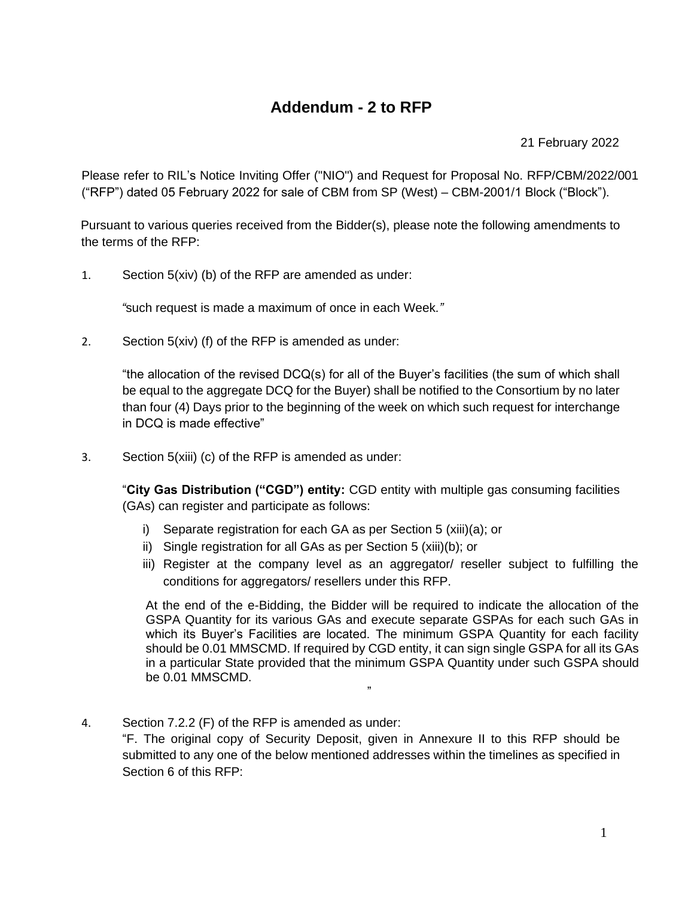# Addendum - 2 to RFP

21 February 2022

Please refer to RIL's Notice Inviting Offer ("NIO") and Request for Proposal No. RFP/CBM/2022/001 ("RFP") dated 05 February 2022 for sale of CBM from SP (West) – CBM-2001/1 Block ("Block").

Pursuant to various queries received from the Bidder(s), please note the following amendments to the terms of the RFP:

1. Section 5(xiv) (b) of the RFP are amended as under:

   *"*such request is made a maximum of once in each Week.*"*

2. Section 5(xiv) (f) of the RFP is amended as under:

   "the allocation of the revised DCQ(s) for all of the Buyer's facilities (the sum of which shall be equal to the aggregate DCQ for the Buyer) shall be notified to the Consortium by no later than four (4) Days prior to the beginning of the week on which such request for interchange in DCQ is made effective"

3. Section 5(xiii) (c) of the RFP is amended as under:

   "**City Gas Distribution ("CGD") entity:** CGD entity with multiple gas consuming facilities (GAs) can register and participate as follows:

   i) Separate registration for each GA as per Section 5 (xiii)(a); or
   ii) Single registration for all GAs as per Section 5 (xiii)(b); or
   iii) Register at the company level as an aggregator/ reseller subject to fulfilling the conditions for aggregators/ resellers under this RFP.

   At the end of the e-Bidding, the Bidder will be required to indicate the allocation of the GSPA Quantity for its various GAs and execute separate GSPAs for each such GAs in which its Buyer's Facilities are located. The minimum GSPA Quantity for each facility should be 0.01 MMSCMD. If required by CGD entity, it can sign single GSPA for all its GAs in a particular State provided that the minimum GSPA Quantity under such GSPA should be 0.01 MMSCMD.

   "

4. Section 7.2.2 (F) of the RFP is amended as under:

   "F. The original copy of Security Deposit, given in Annexure II to this RFP should be submitted to any one of the below mentioned addresses within the timelines as specified in Section 6 of this RFP: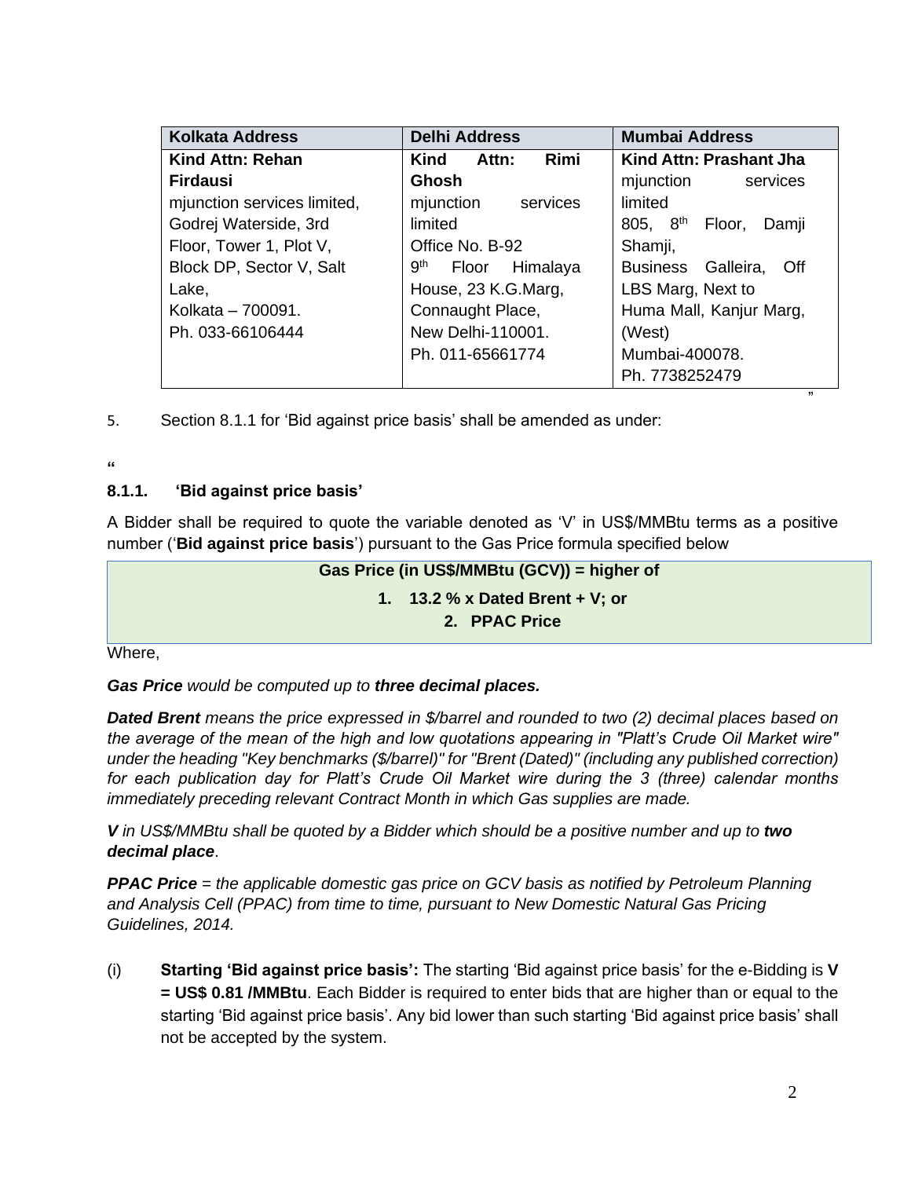| Kolkata Address | Delhi Address | Mumbai Address |
| --- | --- | --- |
| **Kind Attn: Rehan Firdausi**<br>mjunction services limited,<br>Godrej Waterside, 3rd Floor, Tower 1, Plot V, Block DP, Sector V, Salt Lake,<br>Kolkata – 700091.<br>Ph. 033-66106444 | **Kind Attn: Rimi Ghosh**<br>mjunction services limited<br>Office No. B-92<br>9th Floor Himalaya House, 23 K.G.Marg, Connaught Place,<br>New Delhi-110001.<br>Ph. 011-65661774 | **Kind Attn: Prashant Jha**<br>mjunction services limited<br>805, 8th Floor, Damji Shamji, Business Galleira, Off LBS Marg, Next to Huma Mall, Kanjur Marg, (West)<br>Mumbai-400078.<br>Ph. 7738252479 |

”

5. Section 8.1.1 for ‘Bid against price basis’ shall be amended as under:

“

**8.1.1. ‘Bid against price basis’**

A Bidder shall be required to quote the variable denoted as ‘V’ in US$/MMBtu terms as a positive number (‘**Bid against price basis**’) pursuant to the Gas Price formula specified below

**Gas Price (in US$/MMBtu (GCV)) = higher of**

1. **13.2 % x Dated Brent + V; or**
2. **PPAC Price**

Where,

***Gas Price*** *would be computed up to* ***three decimal places.***

***Dated Brent*** *means the price expressed in $/barrel and rounded to two (2) decimal places based on the average of the mean of the high and low quotations appearing in "Platt’s Crude Oil Market wire" under the heading "Key benchmarks ($/barrel)" for "Brent (Dated)" (including any published correction) for each publication day for Platt’s Crude Oil Market wire during the 3 (three) calendar months immediately preceding relevant Contract Month in which Gas supplies are made.*

***V*** *in US$/MMBtu shall be quoted by a Bidder which should be a positive number and up to* ***two decimal place***.

***PPAC Price*** *= the applicable domestic gas price on GCV basis as notified by Petroleum Planning and Analysis Cell (PPAC) from time to time, pursuant to New Domestic Natural Gas Pricing Guidelines, 2014.*

(i) **Starting ‘Bid against price basis’:** The starting ‘Bid against price basis’ for the e-Bidding is **V = US$ 0.81 /MMBtu**. Each Bidder is required to enter bids that are higher than or equal to the starting ‘Bid against price basis’. Any bid lower than such starting ‘Bid against price basis’ shall not be accepted by the system.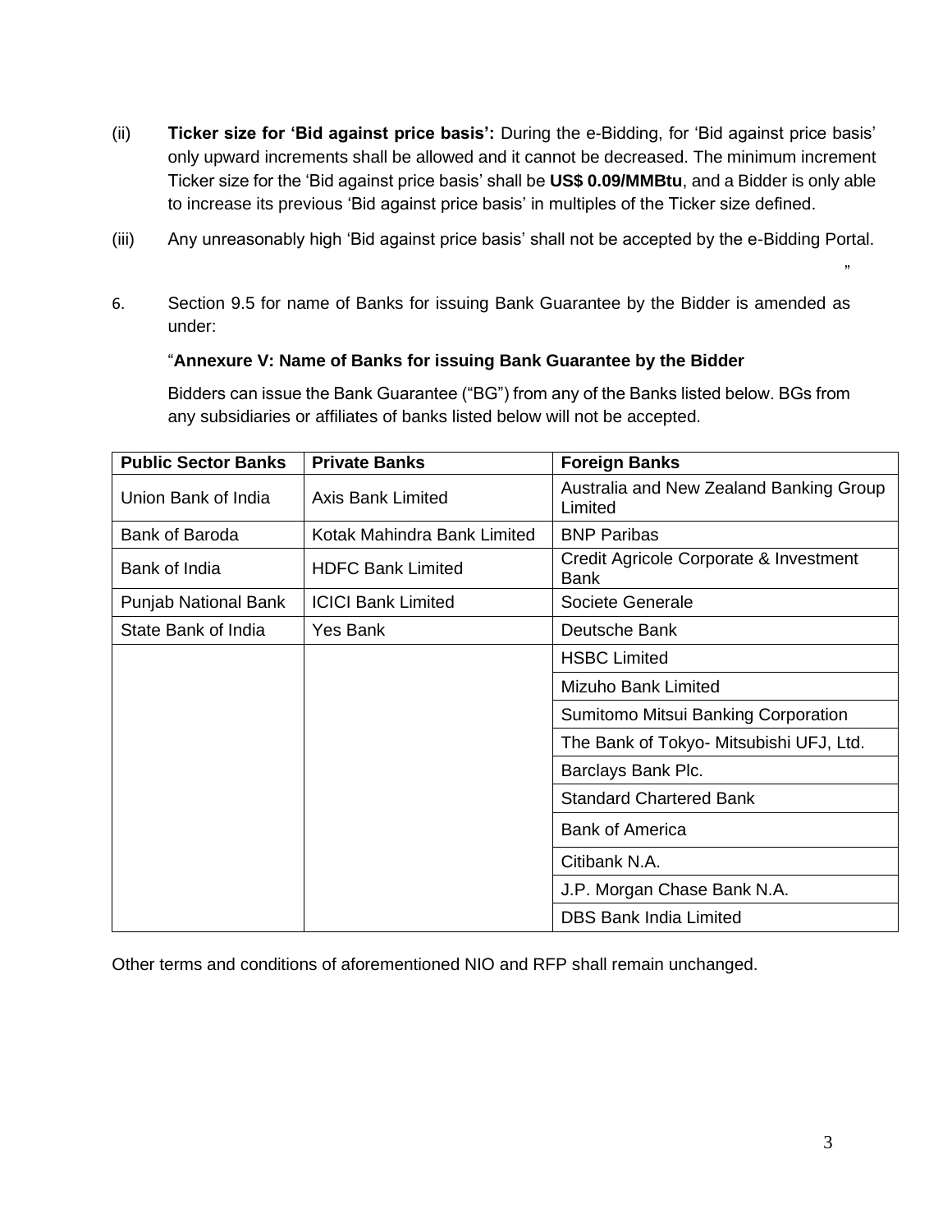(ii) **Ticker size for 'Bid against price basis':** During the e-Bidding, for 'Bid against price basis' only upward increments shall be allowed and it cannot be decreased. The minimum increment Ticker size for the 'Bid against price basis' shall be **US$ 0.09/MMBtu**, and a Bidder is only able to increase its previous 'Bid against price basis' in multiples of the Ticker size defined.

(iii) Any unreasonably high 'Bid against price basis' shall not be accepted by the e-Bidding Portal.

"

6. Section 9.5 for name of Banks for issuing Bank Guarantee by the Bidder is amended as under:

"**Annexure V: Name of Banks for issuing Bank Guarantee by the Bidder**

Bidders can issue the Bank Guarantee ("BG") from any of the Banks listed below. BGs from any subsidiaries or affiliates of banks listed below will not be accepted.

| Public Sector Banks | Private Banks | Foreign Banks |
|---|---|---|
| Union Bank of India | Axis Bank Limited | Australia and New Zealand Banking Group Limited |
| Bank of Baroda | Kotak Mahindra Bank Limited | BNP Paribas |
| Bank of India | HDFC Bank Limited | Credit Agricole Corporate & Investment Bank |
| Punjab National Bank | ICICI Bank Limited | Societe Generale |
| State Bank of India | Yes Bank | Deutsche Bank |
| | | HSBC Limited |
| | | Mizuho Bank Limited |
| | | Sumitomo Mitsui Banking Corporation |
| | | The Bank of Tokyo- Mitsubishi UFJ, Ltd. |
| | | Barclays Bank Plc. |
| | | Standard Chartered Bank |
| | | Bank of America |
| | | Citibank N.A. |
| | | J.P. Morgan Chase Bank N.A. |
| | | DBS Bank India Limited |

Other terms and conditions of aforementioned NIO and RFP shall remain unchanged.